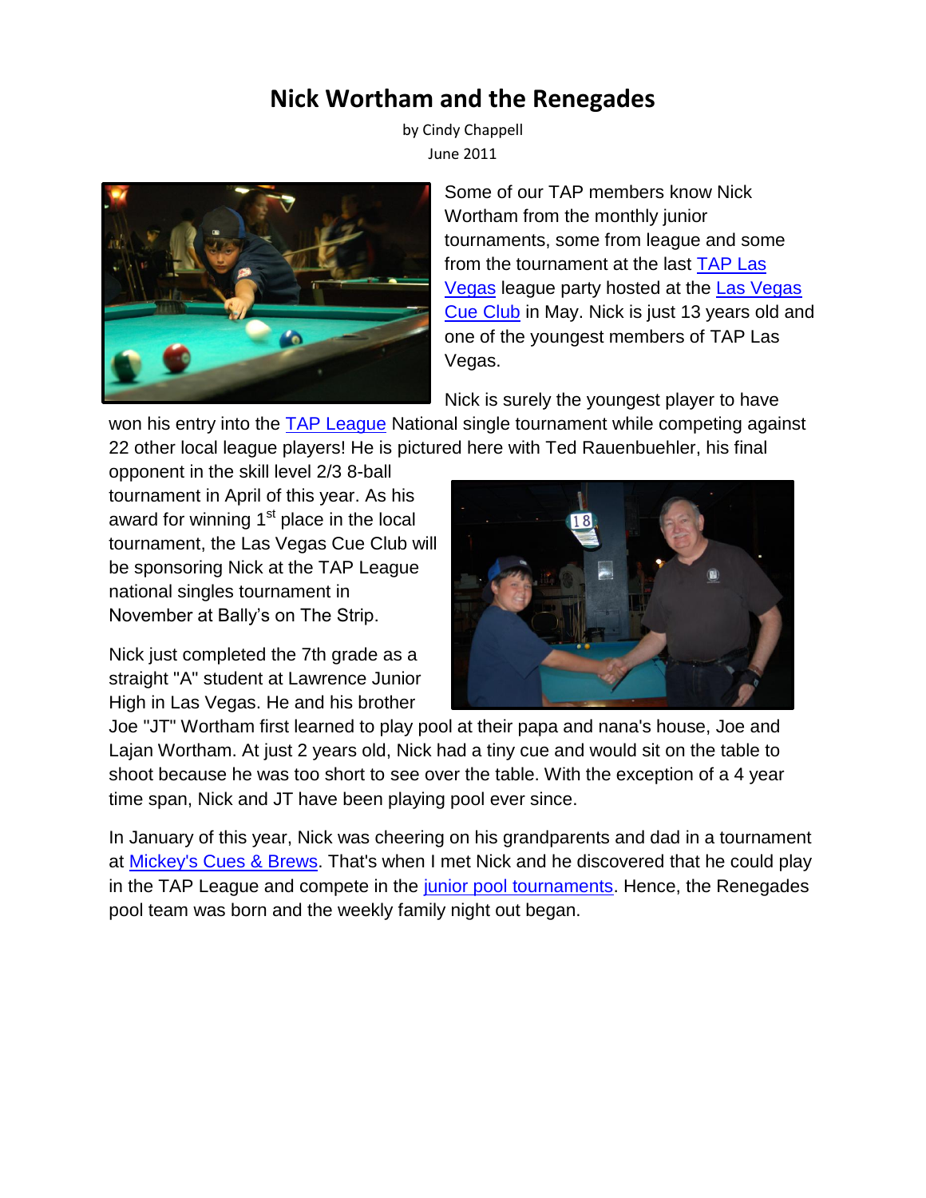# Nick Wortham and the Renegades

by Cindy Chappell
June 2011

Some of our TAP members know Nick Wortham from the monthly junior tournaments, some from league and some from the tournament at the last TAP Las Vegas league party hosted at the Las Vegas Cue Club in May. Nick is just 13 years old and one of the youngest members of TAP Las Vegas.

Nick is surely the youngest player to have won his entry into the TAP League National single tournament while competing against 22 other local league players! He is pictured here with Ted Rauenbuehler, his final opponent in the skill level 2/3 8-ball tournament in April of this year. As his award for winning 1st place in the local tournament, the Las Vegas Cue Club will be sponsoring Nick at the TAP League national singles tournament in November at Bally's on The Strip.

Nick just completed the 7th grade as a straight "A" student at Lawrence Junior High in Las Vegas. He and his brother Joe "JT" Wortham first learned to play pool at their papa and nana's house, Joe and Lajan Wortham. At just 2 years old, Nick had a tiny cue and would sit on the table to shoot because he was too short to see over the table. With the exception of a 4 year time span, Nick and JT have been playing pool ever since.

In January of this year, Nick was cheering on his grandparents and dad in a tournament at Mickey's Cues & Brews. That's when I met Nick and he discovered that he could play in the TAP League and compete in the junior pool tournaments. Hence, the Renegades pool team was born and the weekly family night out began.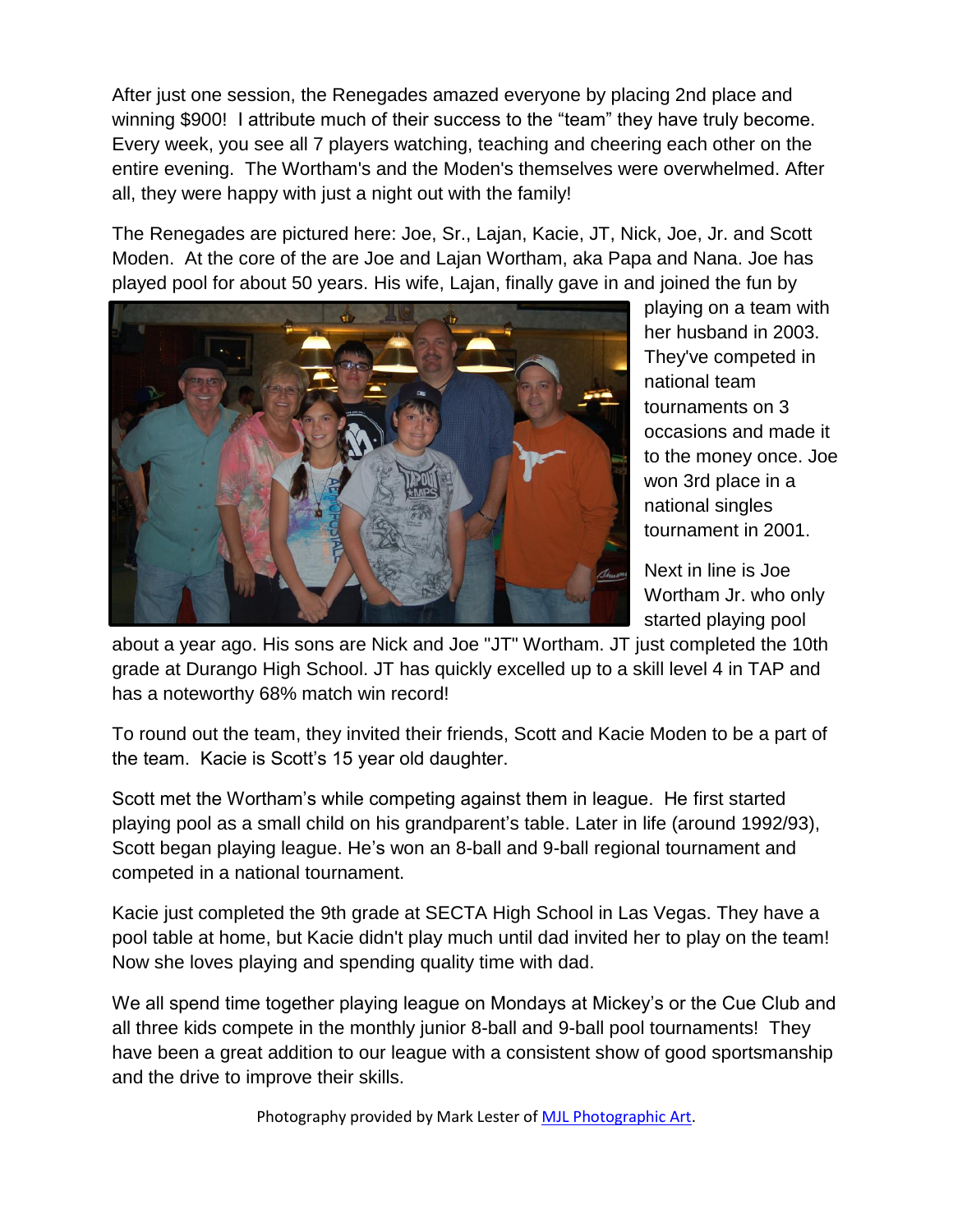After just one session, the Renegades amazed everyone by placing 2nd place and winning $900! I attribute much of their success to the "team" they have truly become. Every week, you see all 7 players watching, teaching and cheering each other on the entire evening. The Wortham's and the Moden's themselves were overwhelmed. After all, they were happy with just a night out with the family!

The Renegades are pictured here: Joe, Sr., Lajan, Kacie, JT, Nick, Joe, Jr. and Scott Moden. At the core of the are Joe and Lajan Wortham, aka Papa and Nana. Joe has played pool for about 50 years. His wife, Lajan, finally gave in and joined the fun by playing on a team with her husband in 2003. They've competed in national team tournaments on 3 occasions and made it to the money once. Joe won 3rd place in a national singles tournament in 2001.

Next in line is Joe Wortham Jr. who only started playing pool about a year ago. His sons are Nick and Joe "JT" Wortham. JT just completed the 10th grade at Durango High School. JT has quickly excelled up to a skill level 4 in TAP and has a noteworthy 68% match win record!

To round out the team, they invited their friends, Scott and Kacie Moden to be a part of the team. Kacie is Scott's 15 year old daughter.

Scott met the Wortham's while competing against them in league. He first started playing pool as a small child on his grandparent's table. Later in life (around 1992/93), Scott began playing league. He's won an 8-ball and 9-ball regional tournament and competed in a national tournament.

Kacie just completed the 9th grade at SECTA High School in Las Vegas. They have a pool table at home, but Kacie didn't play much until dad invited her to play on the team! Now she loves playing and spending quality time with dad.

We all spend time together playing league on Mondays at Mickey's or the Cue Club and all three kids compete in the monthly junior 8-ball and 9-ball pool tournaments! They have been a great addition to our league with a consistent show of good sportsmanship and the drive to improve their skills.

Photography provided by Mark Lester of [MJL Photographic Art](#).